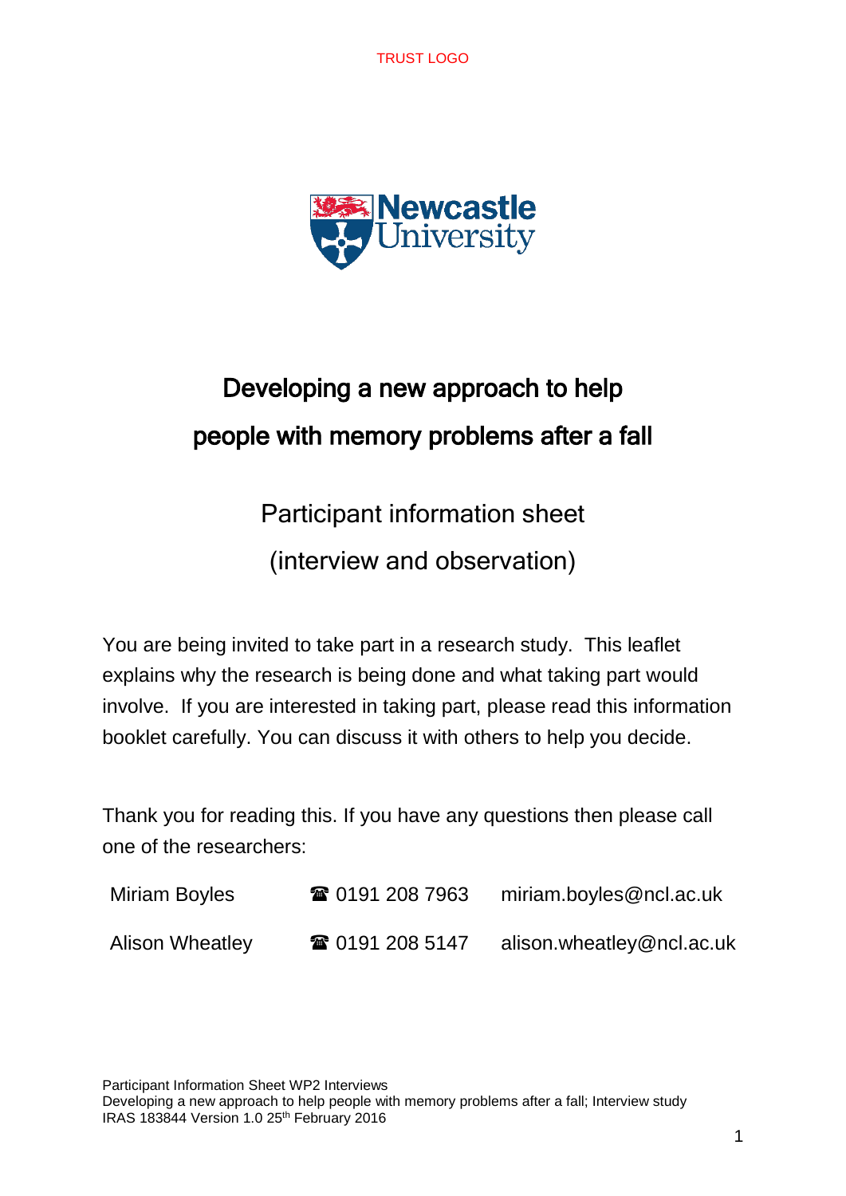TRUST LOGO

# Developing a new approach to help people with memory problems after a fall

## Participant information sheet (interview and observation)

You are being invited to take part in a research study. This leaflet explains why the research is being done and what taking part would involve. If you are interested in taking part, please read this information booklet carefully. You can discuss it with others to help you decide.

Thank you for reading this. If you have any questions then please call one of the researchers:

| | | |
|---|---|---|
| Miriam Boyles | ☎ 0191 208 7963 | miriam.boyles@ncl.ac.uk |
| Alison Wheatley | ☎ 0191 208 5147 | alison.wheatley@ncl.ac.uk |

Participant Information Sheet WP2 Interviews
Developing a new approach to help people with memory problems after a fall; Interview study
IRAS 183844 Version 1.0 25th February 2016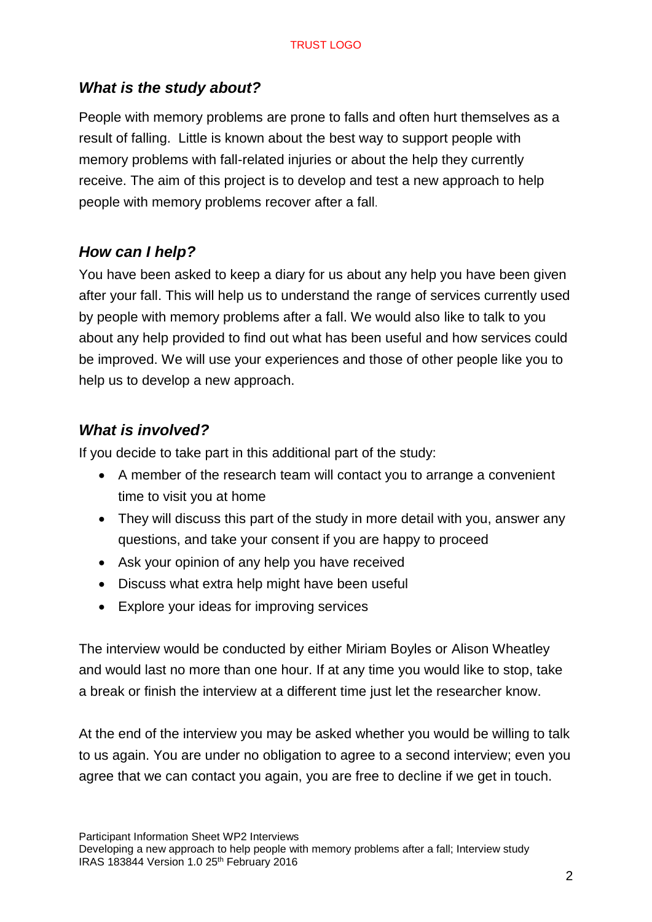## *What is the study about?*

People with memory problems are prone to falls and often hurt themselves as a result of falling. Little is known about the best way to support people with memory problems with fall-related injuries or about the help they currently receive. The aim of this project is to develop and test a new approach to help people with memory problems recover after a fall.

## *How can I help?*

You have been asked to keep a diary for us about any help you have been given after your fall. This will help us to understand the range of services currently used by people with memory problems after a fall. We would also like to talk to you about any help provided to find out what has been useful and how services could be improved. We will use your experiences and those of other people like you to help us to develop a new approach.

## *What is involved?*

If you decide to take part in this additional part of the study:

- A member of the research team will contact you to arrange a convenient time to visit you at home
- They will discuss this part of the study in more detail with you, answer any questions, and take your consent if you are happy to proceed
- Ask your opinion of any help you have received
- Discuss what extra help might have been useful
- Explore your ideas for improving services

The interview would be conducted by either Miriam Boyles or Alison Wheatley and would last no more than one hour. If at any time you would like to stop, take a break or finish the interview at a different time just let the researcher know.

At the end of the interview you may be asked whether you would be willing to talk to us again. You are under no obligation to agree to a second interview; even you agree that we can contact you again, you are free to decline if we get in touch.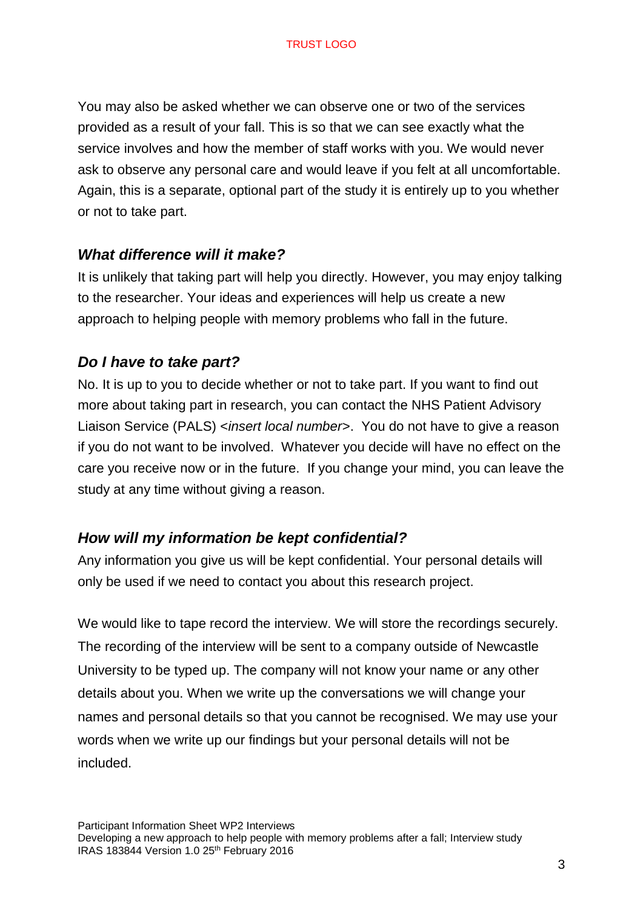You may also be asked whether we can observe one or two of the services provided as a result of your fall. This is so that we can see exactly what the service involves and how the member of staff works with you. We would never ask to observe any personal care and would leave if you felt at all uncomfortable. Again, this is a separate, optional part of the study it is entirely up to you whether or not to take part.

### *What difference will it make?*

It is unlikely that taking part will help you directly. However, you may enjoy talking to the researcher. Your ideas and experiences will help us create a new approach to helping people with memory problems who fall in the future.

### *Do I have to take part?*

No. It is up to you to decide whether or not to take part. If you want to find out more about taking part in research, you can contact the NHS Patient Advisory Liaison Service (PALS) <*insert local number*>. You do not have to give a reason if you do not want to be involved. Whatever you decide will have no effect on the care you receive now or in the future. If you change your mind, you can leave the study at any time without giving a reason.

### *How will my information be kept confidential?*

Any information you give us will be kept confidential. Your personal details will only be used if we need to contact you about this research project.

We would like to tape record the interview. We will store the recordings securely. The recording of the interview will be sent to a company outside of Newcastle University to be typed up. The company will not know your name or any other details about you. When we write up the conversations we will change your names and personal details so that you cannot be recognised. We may use your words when we write up our findings but your personal details will not be included.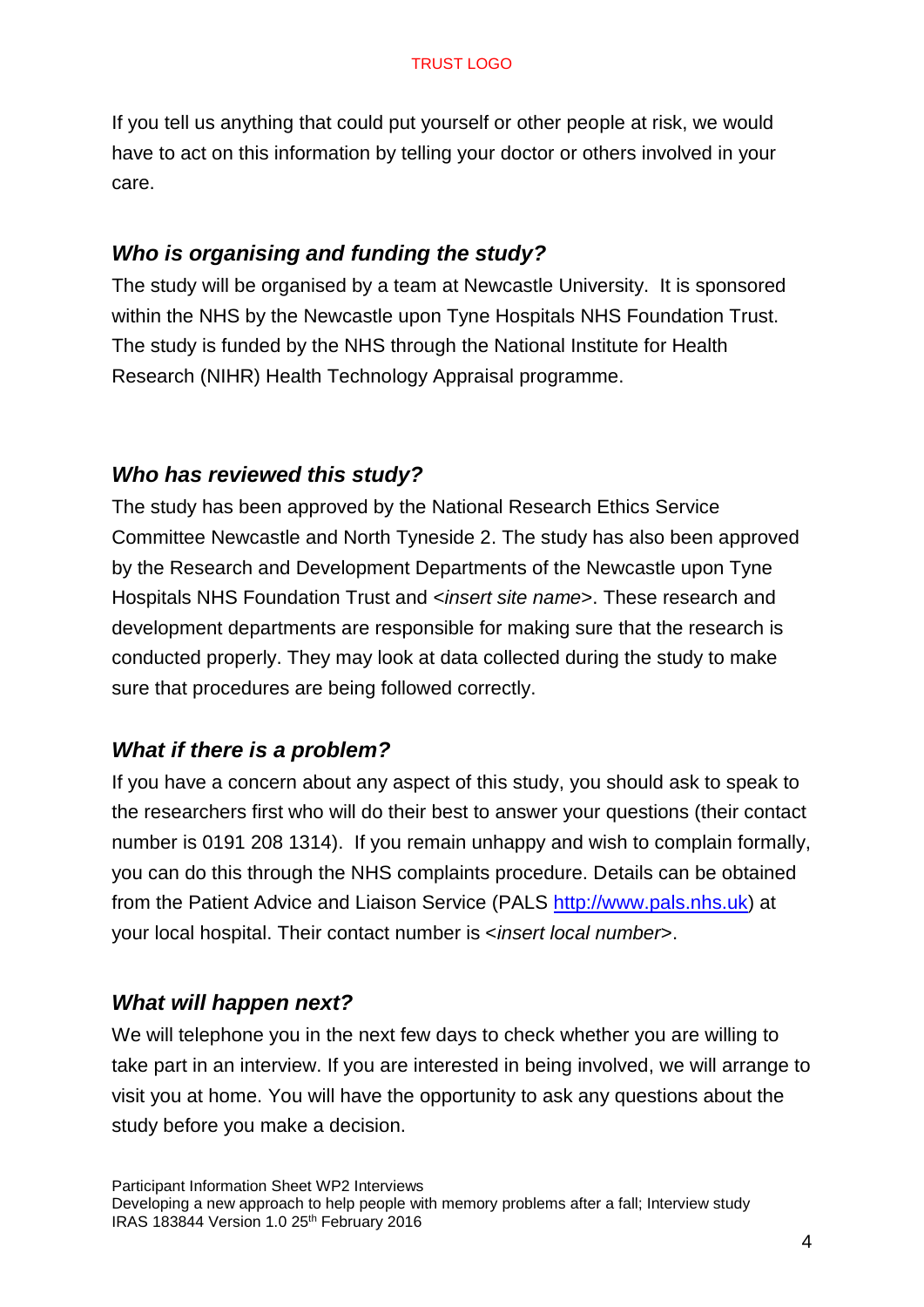If you tell us anything that could put yourself or other people at risk, we would have to act on this information by telling your doctor or others involved in your care.

### *Who is organising and funding the study?*

The study will be organised by a team at Newcastle University. It is sponsored within the NHS by the Newcastle upon Tyne Hospitals NHS Foundation Trust. The study is funded by the NHS through the National Institute for Health Research (NIHR) Health Technology Appraisal programme.

### *Who has reviewed this study?*

The study has been approved by the National Research Ethics Service Committee Newcastle and North Tyneside 2. The study has also been approved by the Research and Development Departments of the Newcastle upon Tyne Hospitals NHS Foundation Trust and <*insert site name*>. These research and development departments are responsible for making sure that the research is conducted properly. They may look at data collected during the study to make sure that procedures are being followed correctly.

### *What if there is a problem?*

If you have a concern about any aspect of this study, you should ask to speak to the researchers first who will do their best to answer your questions (their contact number is 0191 208 1314). If you remain unhappy and wish to complain formally, you can do this through the NHS complaints procedure. Details can be obtained from the Patient Advice and Liaison Service (PALS http://www.pals.nhs.uk) at your local hospital. Their contact number is <*insert local number*>.

### *What will happen next?*

We will telephone you in the next few days to check whether you are willing to take part in an interview. If you are interested in being involved, we will arrange to visit you at home. You will have the opportunity to ask any questions about the study before you make a decision.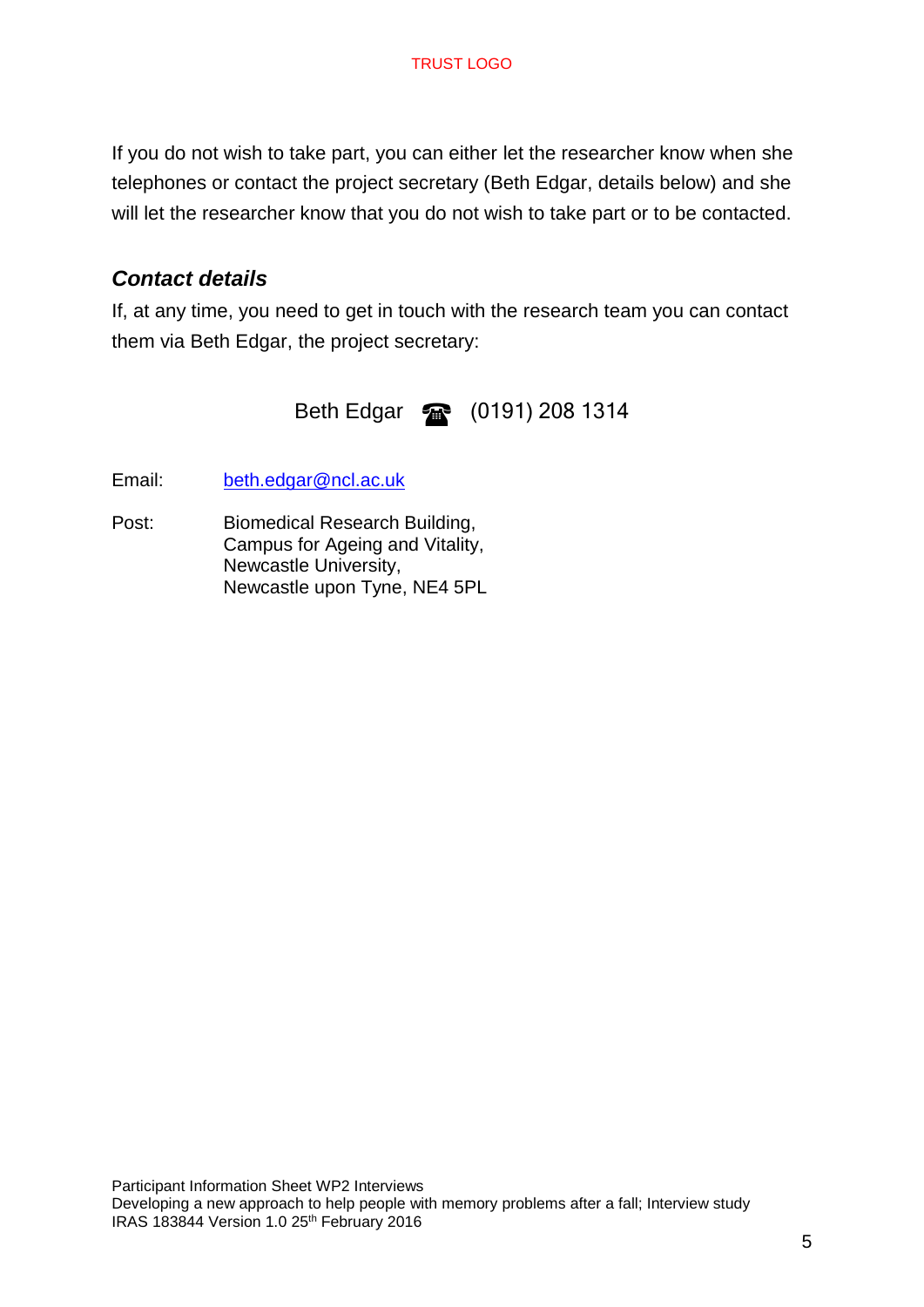If you do not wish to take part, you can either let the researcher know when she telephones or contact the project secretary (Beth Edgar, details below) and she will let the researcher know that you do not wish to take part or to be contacted.

### *Contact details*

If, at any time, you need to get in touch with the research team you can contact them via Beth Edgar, the project secretary:

Beth Edgar ☎ (0191) 208 1314

Email: beth.edgar@ncl.ac.uk

Post: Biomedical Research Building,
Campus for Ageing and Vitality,
Newcastle University,
Newcastle upon Tyne, NE4 5PL